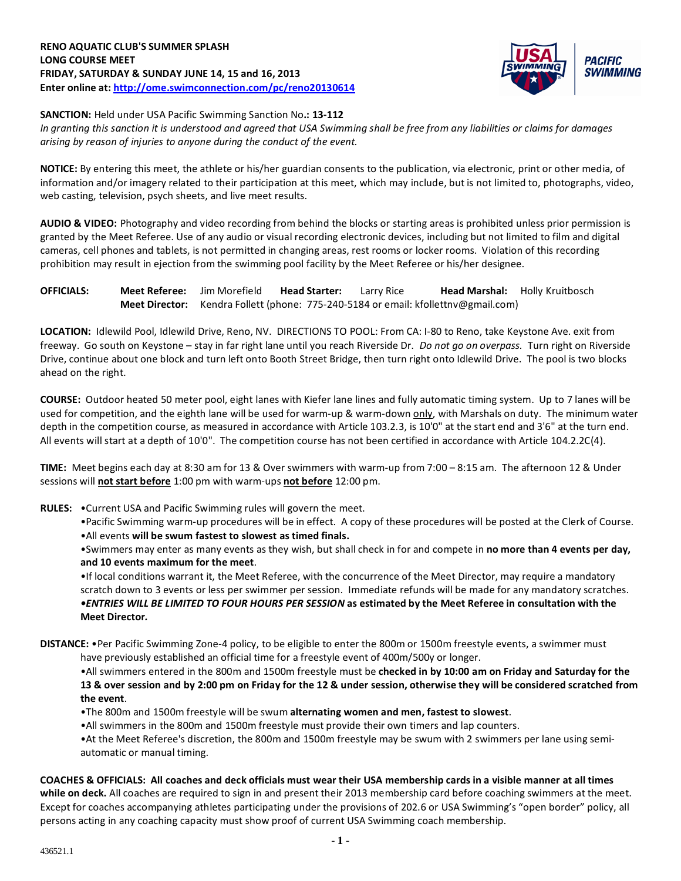**RENO AQUATIC CLUB'S SUMMER SPLASH**
**LONG COURSE MEET**
**FRIDAY, SATURDAY & SUNDAY JUNE 14, 15 and 16, 2013**
**Enter online at: http://ome.swimconnection.com/pc/reno20130614**

**SANCTION:** Held under USA Pacific Swimming Sanction No**.: 13-112**
*In granting this sanction it is understood and agreed that USA Swimming shall be free from any liabilities or claims for damages arising by reason of injuries to anyone during the conduct of the event.*

**NOTICE:** By entering this meet, the athlete or his/her guardian consents to the publication, via electronic, print or other media, of information and/or imagery related to their participation at this meet, which may include, but is not limited to, photographs, video, web casting, television, psych sheets, and live meet results.

**AUDIO & VIDEO:** Photography and video recording from behind the blocks or starting areas is prohibited unless prior permission is granted by the Meet Referee. Use of any audio or visual recording electronic devices, including but not limited to film and digital cameras, cell phones and tablets, is not permitted in changing areas, rest rooms or locker rooms. Violation of this recording prohibition may result in ejection from the swimming pool facility by the Meet Referee or his/her designee.

**OFFICIALS:** **Meet Referee:** Jim Morefield **Head Starter:** Larry Rice **Head Marshal:** Holly Kruitbosch
**Meet Director:** Kendra Follett (phone: 775-240-5184 or email: kfollettnv@gmail.com)

**LOCATION:** Idlewild Pool, Idlewild Drive, Reno, NV. DIRECTIONS TO POOL: From CA: I-80 to Reno, take Keystone Ave. exit from freeway. Go south on Keystone – stay in far right lane until you reach Riverside Dr. *Do not go on overpass.* Turn right on Riverside Drive, continue about one block and turn left onto Booth Street Bridge, then turn right onto Idlewild Drive. The pool is two blocks ahead on the right.

**COURSE:** Outdoor heated 50 meter pool, eight lanes with Kiefer lane lines and fully automatic timing system. Up to 7 lanes will be used for competition, and the eighth lane will be used for warm-up & warm-down only, with Marshals on duty. The minimum water depth in the competition course, as measured in accordance with Article 103.2.3, is 10'0" at the start end and 3'6" at the turn end. All events will start at a depth of 10'0". The competition course has not been certified in accordance with Article 104.2.2C(4).

**TIME:** Meet begins each day at 8:30 am for 13 & Over swimmers with warm-up from 7:00 – 8:15 am. The afternoon 12 & Under sessions will **not start before** 1:00 pm with warm-ups **not before** 12:00 pm.

**RULES:**
- Current USA and Pacific Swimming rules will govern the meet.
- Pacific Swimming warm-up procedures will be in effect. A copy of these procedures will be posted at the Clerk of Course.
- All events **will be swum fastest to slowest as timed finals.**
- Swimmers may enter as many events as they wish, but shall check in for and compete in **no more than 4 events per day, and 10 events maximum for the meet**.
- If local conditions warrant it, the Meet Referee, with the concurrence of the Meet Director, may require a mandatory scratch down to 3 events or less per swimmer per session. Immediate refunds will be made for any mandatory scratches.
- ***ENTRIES WILL BE LIMITED TO FOUR HOURS PER SESSION*** **as estimated by the Meet Referee in consultation with the Meet Director.**

**DISTANCE:**
- Per Pacific Swimming Zone-4 policy, to be eligible to enter the 800m or 1500m freestyle events, a swimmer must have previously established an official time for a freestyle event of 400m/500y or longer.
- All swimmers entered in the 800m and 1500m freestyle must be **checked in by 10:00 am on Friday and Saturday for the 13 & over session and by 2:00 pm on Friday for the 12 & under session, otherwise they will be considered scratched from the event**.
- The 800m and 1500m freestyle will be swum **alternating women and men, fastest to slowest**.
- All swimmers in the 800m and 1500m freestyle must provide their own timers and lap counters.
- At the Meet Referee's discretion, the 800m and 1500m freestyle may be swum with 2 swimmers per lane using semi-automatic or manual timing.

**COACHES & OFFICIALS: All coaches and deck officials must wear their USA membership cards in a visible manner at all times while on deck.** All coaches are required to sign in and present their 2013 membership card before coaching swimmers at the meet. Except for coaches accompanying athletes participating under the provisions of 202.6 or USA Swimming's "open border" policy, all persons acting in any coaching capacity must show proof of current USA Swimming coach membership.

436521.1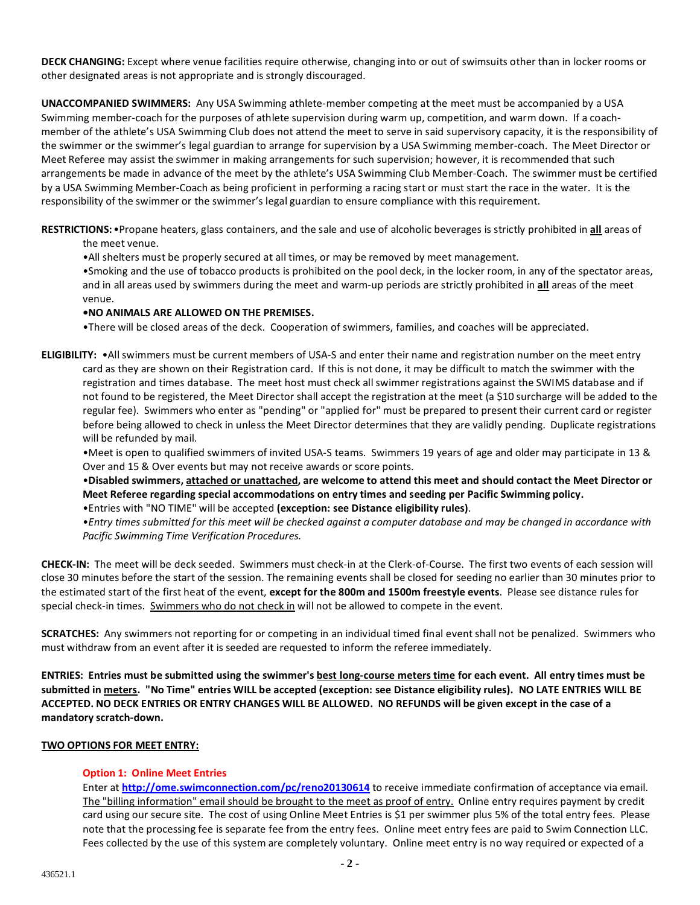**DECK CHANGING:** Except where venue facilities require otherwise, changing into or out of swimsuits other than in locker rooms or other designated areas is not appropriate and is strongly discouraged.

**UNACCOMPANIED SWIMMERS:** Any USA Swimming athlete-member competing at the meet must be accompanied by a USA Swimming member-coach for the purposes of athlete supervision during warm up, competition, and warm down. If a coach-member of the athlete's USA Swimming Club does not attend the meet to serve in said supervisory capacity, it is the responsibility of the swimmer or the swimmer's legal guardian to arrange for supervision by a USA Swimming member-coach. The Meet Director or Meet Referee may assist the swimmer in making arrangements for such supervision; however, it is recommended that such arrangements be made in advance of the meet by the athlete's USA Swimming Club Member-Coach. The swimmer must be certified by a USA Swimming Member-Coach as being proficient in performing a racing start or must start the race in the water. It is the responsibility of the swimmer or the swimmer's legal guardian to ensure compliance with this requirement.

**RESTRICTIONS:** •Propane heaters, glass containers, and the sale and use of alcoholic beverages is strictly prohibited in **all** areas of the meet venue.

•All shelters must be properly secured at all times, or may be removed by meet management.

•Smoking and the use of tobacco products is prohibited on the pool deck, in the locker room, in any of the spectator areas, and in all areas used by swimmers during the meet and warm-up periods are strictly prohibited in **all** areas of the meet venue.

**•NO ANIMALS ARE ALLOWED ON THE PREMISES.**

•There will be closed areas of the deck. Cooperation of swimmers, families, and coaches will be appreciated.

**ELIGIBILITY:** •All swimmers must be current members of USA-S and enter their name and registration number on the meet entry card as they are shown on their Registration card. If this is not done, it may be difficult to match the swimmer with the registration and times database. The meet host must check all swimmer registrations against the SWIMS database and if not found to be registered, the Meet Director shall accept the registration at the meet (a $10 surcharge will be added to the regular fee). Swimmers who enter as "pending" or "applied for" must be prepared to present their current card or register before being allowed to check in unless the Meet Director determines that they are validly pending. Duplicate registrations will be refunded by mail.

•Meet is open to qualified swimmers of invited USA-S teams. Swimmers 19 years of age and older may participate in 13 & Over and 15 & Over events but may not receive awards or score points.

**•Disabled swimmers, attached or unattached, are welcome to attend this meet and should contact the Meet Director or Meet Referee regarding special accommodations on entry times and seeding per Pacific Swimming policy.**

•Entries with "NO TIME" will be accepted **(exception: see Distance eligibility rules)**.

•*Entry times submitted for this meet will be checked against a computer database and may be changed in accordance with Pacific Swimming Time Verification Procedures.*

**CHECK-IN:** The meet will be deck seeded. Swimmers must check-in at the Clerk-of-Course. The first two events of each session will close 30 minutes before the start of the session. The remaining events shall be closed for seeding no earlier than 30 minutes prior to the estimated start of the first heat of the event, **except for the 800m and 1500m freestyle events**. Please see distance rules for special check-in times. Swimmers who do not check in will not be allowed to compete in the event.

**SCRATCHES:** Any swimmers not reporting for or competing in an individual timed final event shall not be penalized. Swimmers who must withdraw from an event after it is seeded are requested to inform the referee immediately.

**ENTRIES: Entries must be submitted using the swimmer's best long-course meters time for each event. All entry times must be submitted in meters. "No Time" entries WILL be accepted (exception: see Distance eligibility rules). NO LATE ENTRIES WILL BE ACCEPTED. NO DECK ENTRIES OR ENTRY CHANGES WILL BE ALLOWED. NO REFUNDS will be given except in the case of a mandatory scratch-down.**

**TWO OPTIONS FOR MEET ENTRY:**

**Option 1: Online Meet Entries**

Enter at **http://ome.swimconnection.com/pc/reno20130614** to receive immediate confirmation of acceptance via email. The "billing information" email should be brought to the meet as proof of entry. Online entry requires payment by credit card using our secure site. The cost of using Online Meet Entries is $1 per swimmer plus 5% of the total entry fees. Please note that the processing fee is separate fee from the entry fees. Online meet entry fees are paid to Swim Connection LLC. Fees collected by the use of this system are completely voluntary. Online meet entry is no way required or expected of a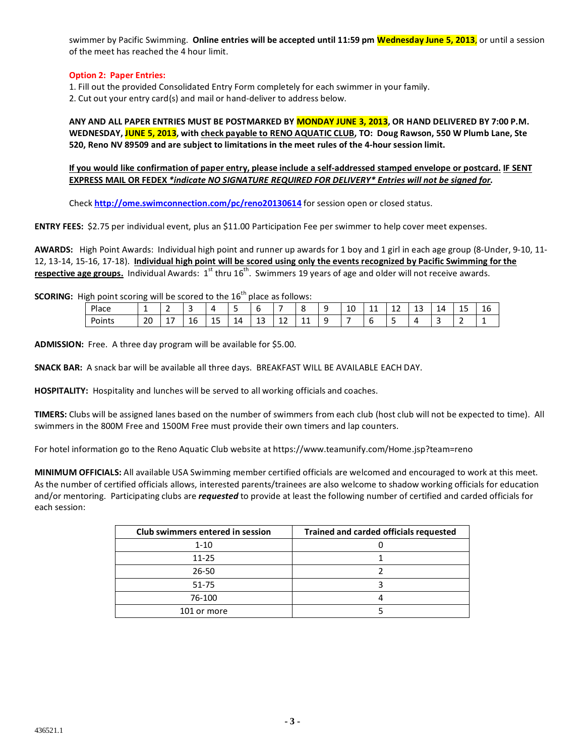swimmer by Pacific Swimming. **Online entries will be accepted until 11:59 pm Wednesday June 5, 2013**, or until a session of the meet has reached the 4 hour limit.

**Option 2: Paper Entries:**

1. Fill out the provided Consolidated Entry Form completely for each swimmer in your family.
2. Cut out your entry card(s) and mail or hand-deliver to address below.

**ANY AND ALL PAPER ENTRIES MUST BE POSTMARKED BY MONDAY JUNE 3, 2013, OR HAND DELIVERED BY 7:00 P.M. WEDNESDAY, JUNE 5, 2013, with check payable to RENO AQUATIC CLUB, TO: Doug Rawson, 550 W Plumb Lane, Ste 520, Reno NV 89509 and are subject to limitations in the meet rules of the 4-hour session limit.**

**If you would like confirmation of paper entry, please include a self-addressed stamped envelope or postcard. IF SENT EXPRESS MAIL OR FEDEX *indicate NO SIGNATURE REQUIRED FOR DELIVERY* Entries will not be signed for.**

Check **http://ome.swimconnection.com/pc/reno20130614** for session open or closed status.

**ENTRY FEES:** $2.75 per individual event, plus an $11.00 Participation Fee per swimmer to help cover meet expenses.

**AWARDS:** High Point Awards: Individual high point and runner up awards for 1 boy and 1 girl in each age group (8-Under, 9-10, 11-12, 13-14, 15-16, 17-18). **Individual high point will be scored using only the events recognized by Pacific Swimming for the respective age groups.** Individual Awards: 1st thru 16th. Swimmers 19 years of age and older will not receive awards.

**SCORING:** High point scoring will be scored to the 16th place as follows:

| Place | 1 | 2 | 3 | 4 | 5 | 6 | 7 | 8 | 9 | 10 | 11 | 12 | 13 | 14 | 15 | 16 |
|---|---|---|---|---|---|---|---|---|---|---|---|---|---|---|---|---|
| Points | 20 | 17 | 16 | 15 | 14 | 13 | 12 | 11 | 9 | 7 | 6 | 5 | 4 | 3 | 2 | 1 |

**ADMISSION:** Free. A three day program will be available for $5.00.

**SNACK BAR:** A snack bar will be available all three days. BREAKFAST WILL BE AVAILABLE EACH DAY.

**HOSPITALITY:** Hospitality and lunches will be served to all working officials and coaches.

**TIMERS:** Clubs will be assigned lanes based on the number of swimmers from each club (host club will not be expected to time). All swimmers in the 800M Free and 1500M Free must provide their own timers and lap counters.

For hotel information go to the Reno Aquatic Club website at https://www.teamunify.com/Home.jsp?team=reno

**MINIMUM OFFICIALS:** All available USA Swimming member certified officials are welcomed and encouraged to work at this meet. As the number of certified officials allows, interested parents/trainees are also welcome to shadow working officials for education and/or mentoring. Participating clubs are ***requested*** to provide at least the following number of certified and carded officials for each session:

| Club swimmers entered in session | Trained and carded officials requested |
|---|---|
| 1-10 | 0 |
| 11-25 | 1 |
| 26-50 | 2 |
| 51-75 | 3 |
| 76-100 | 4 |
| 101 or more | 5 |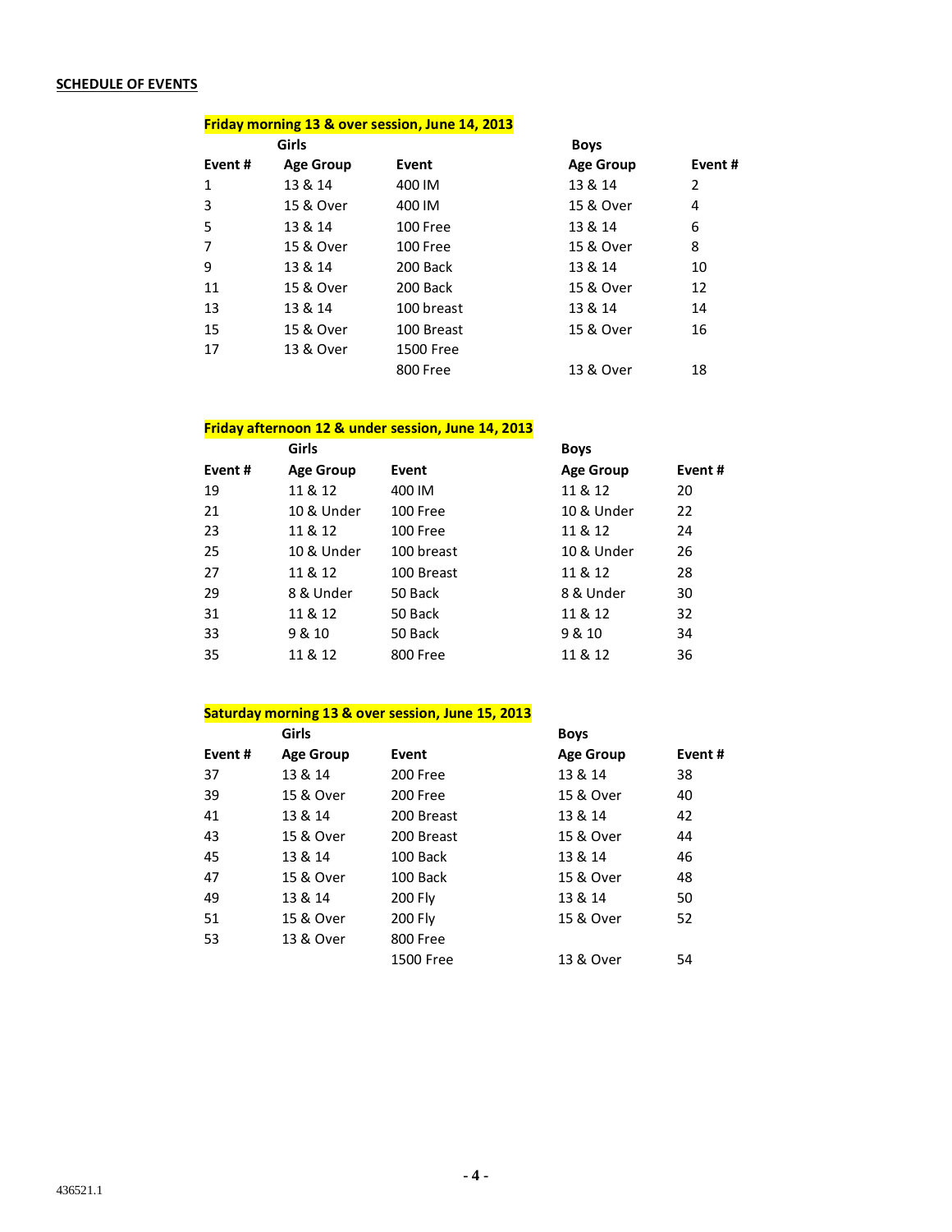**SCHEDULE OF EVENTS**

**Friday morning 13 & over session, June 14, 2013**

| | Girls | | Boys | |
|---|---|---|---|---|
| **Event #** | **Age Group** | **Event** | **Age Group** | **Event #** |
| 1 | 13 & 14 | 400 IM | 13 & 14 | 2 |
| 3 | 15 & Over | 400 IM | 15 & Over | 4 |
| 5 | 13 & 14 | 100 Free | 13 & 14 | 6 |
| 7 | 15 & Over | 100 Free | 15 & Over | 8 |
| 9 | 13 & 14 | 200 Back | 13 & 14 | 10 |
| 11 | 15 & Over | 200 Back | 15 & Over | 12 |
| 13 | 13 & 14 | 100 breast | 13 & 14 | 14 |
| 15 | 15 & Over | 100 Breast | 15 & Over | 16 |
| 17 | 13 & Over | 1500 Free | | |
| | | 800 Free | 13 & Over | 18 |

**Friday afternoon 12 & under session, June 14, 2013**

| | Girls | | Boys | |
|---|---|---|---|---|
| **Event #** | **Age Group** | **Event** | **Age Group** | **Event #** |
| 19 | 11 & 12 | 400 IM | 11 & 12 | 20 |
| 21 | 10 & Under | 100 Free | 10 & Under | 22 |
| 23 | 11 & 12 | 100 Free | 11 & 12 | 24 |
| 25 | 10 & Under | 100 breast | 10 & Under | 26 |
| 27 | 11 & 12 | 100 Breast | 11 & 12 | 28 |
| 29 | 8 & Under | 50 Back | 8 & Under | 30 |
| 31 | 11 & 12 | 50 Back | 11 & 12 | 32 |
| 33 | 9 & 10 | 50 Back | 9 & 10 | 34 |
| 35 | 11 & 12 | 800 Free | 11 & 12 | 36 |

**Saturday morning 13 & over session, June 15, 2013**

| | Girls | | Boys | |
|---|---|---|---|---|
| **Event #** | **Age Group** | **Event** | **Age Group** | **Event #** |
| 37 | 13 & 14 | 200 Free | 13 & 14 | 38 |
| 39 | 15 & Over | 200 Free | 15 & Over | 40 |
| 41 | 13 & 14 | 200 Breast | 13 & 14 | 42 |
| 43 | 15 & Over | 200 Breast | 15 & Over | 44 |
| 45 | 13 & 14 | 100 Back | 13 & 14 | 46 |
| 47 | 15 & Over | 100 Back | 15 & Over | 48 |
| 49 | 13 & 14 | 200 Fly | 13 & 14 | 50 |
| 51 | 15 & Over | 200 Fly | 15 & Over | 52 |
| 53 | 13 & Over | 800 Free | | |
| | | 1500 Free | 13 & Over | 54 |

436521.1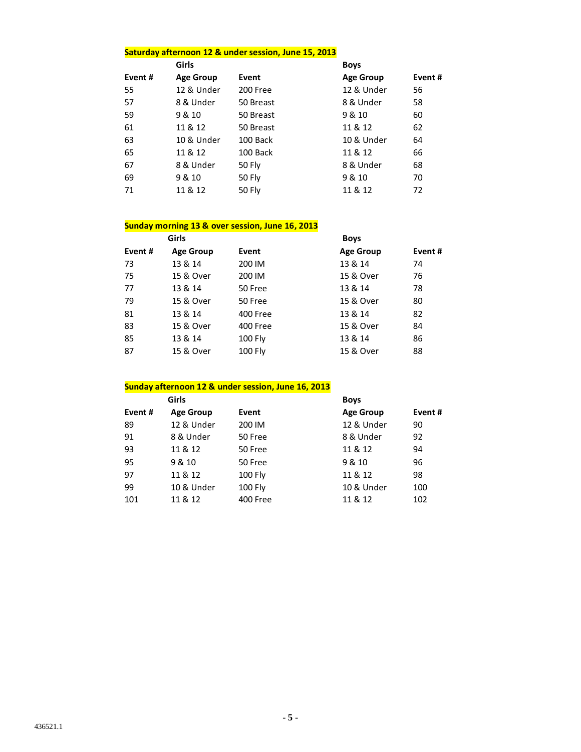**Saturday afternoon 12 & under session, June 15, 2013**

| | Girls | | Boys | |
|---|---|---|---|---|
| **Event #** | **Age Group** | **Event** | **Age Group** | **Event #** |
| 55 | 12 & Under | 200 Free | 12 & Under | 56 |
| 57 | 8 & Under | 50 Breast | 8 & Under | 58 |
| 59 | 9 & 10 | 50 Breast | 9 & 10 | 60 |
| 61 | 11 & 12 | 50 Breast | 11 & 12 | 62 |
| 63 | 10 & Under | 100 Back | 10 & Under | 64 |
| 65 | 11 & 12 | 100 Back | 11 & 12 | 66 |
| 67 | 8 & Under | 50 Fly | 8 & Under | 68 |
| 69 | 9 & 10 | 50 Fly | 9 & 10 | 70 |
| 71 | 11 & 12 | 50 Fly | 11 & 12 | 72 |

**Sunday morning 13 & over session, June 16, 2013**

| | Girls | | Boys | |
|---|---|---|---|---|
| **Event #** | **Age Group** | **Event** | **Age Group** | **Event #** |
| 73 | 13 & 14 | 200 IM | 13 & 14 | 74 |
| 75 | 15 & Over | 200 IM | 15 & Over | 76 |
| 77 | 13 & 14 | 50 Free | 13 & 14 | 78 |
| 79 | 15 & Over | 50 Free | 15 & Over | 80 |
| 81 | 13 & 14 | 400 Free | 13 & 14 | 82 |
| 83 | 15 & Over | 400 Free | 15 & Over | 84 |
| 85 | 13 & 14 | 100 Fly | 13 & 14 | 86 |
| 87 | 15 & Over | 100 Fly | 15 & Over | 88 |

**Sunday afternoon 12 & under session, June 16, 2013**

| | Girls | | Boys | |
|---|---|---|---|---|
| **Event #** | **Age Group** | **Event** | **Age Group** | **Event #** |
| 89 | 12 & Under | 200 IM | 12 & Under | 90 |
| 91 | 8 & Under | 50 Free | 8 & Under | 92 |
| 93 | 11 & 12 | 50 Free | 11 & 12 | 94 |
| 95 | 9 & 10 | 50 Free | 9 & 10 | 96 |
| 97 | 11 & 12 | 100 Fly | 11 & 12 | 98 |
| 99 | 10 & Under | 100 Fly | 10 & Under | 100 |
| 101 | 11 & 12 | 400 Free | 11 & 12 | 102 |

436521.1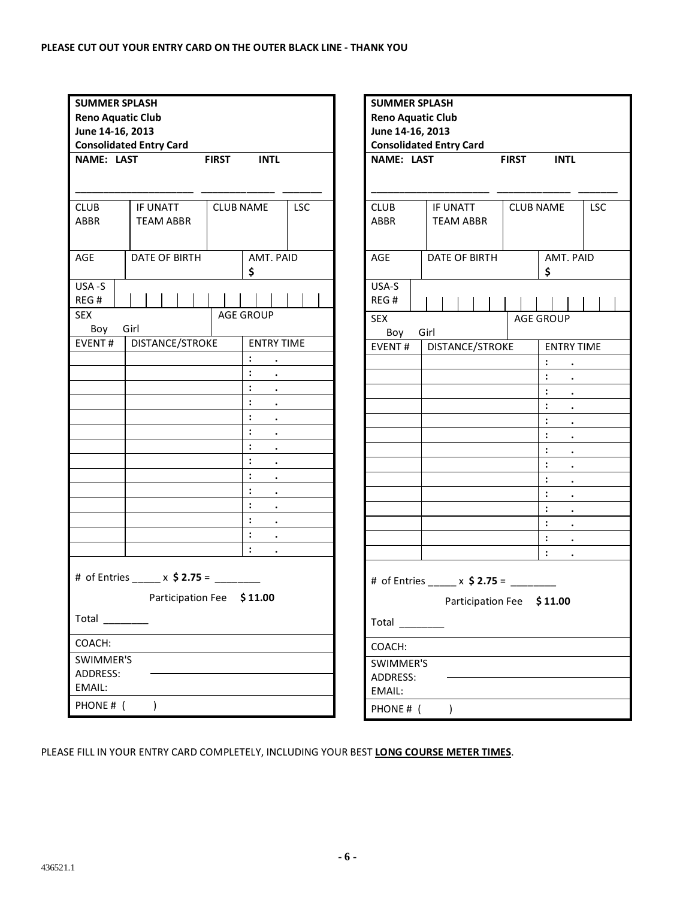**PLEASE CUT OUT YOUR ENTRY CARD ON THE OUTER BLACK LINE - THANK YOU**

**SUMMER SPLASH**
**Reno Aquatic Club**
**June 14-16, 2013**
**Consolidated Entry Card**

**NAME: LAST** **FIRST** **INTL**

______________________ ______________ ________

| CLUB ABBR | IF UNATT TEAM ABBR | CLUB NAME | LSC |
|---|---|---|---|
| | | | |

| AGE | DATE OF BIRTH | AMT. PAID |
|---|---|---|
| | | $ |

USA-S REG #

| SEX | AGE GROUP |
|---|---|
| Boy Girl | |

| EVENT # | DISTANCE/STROKE | ENTRY TIME |
|---|---|---|
| | | : . |
| | | : . |
| | | : . |
| | | : . |
| | | : . |
| | | : . |
| | | : . |
| | | : . |
| | | : . |
| | | : . |
| | | : . |
| | | : . |
| | | : . |
| | | : . |

# of Entries _____ x **$ 2.75** = ________

Participation Fee **$ 11.00**

Total ________

COACH:

SWIMMER'S ADDRESS:

EMAIL:

PHONE # (  )

---

**SUMMER SPLASH**
**Reno Aquatic Club**
**June 14-16, 2013**
**Consolidated Entry Card**

**NAME: LAST** **FIRST** **INTL**

______________________ ______________ ________

| CLUB ABBR | IF UNATT TEAM ABBR | CLUB NAME | LSC |
|---|---|---|---|
| | | | |

| AGE | DATE OF BIRTH | AMT. PAID |
|---|---|---|
| | | $ |

USA-S REG #

| SEX | AGE GROUP |
|---|---|
| Boy Girl | |

| EVENT # | DISTANCE/STROKE | ENTRY TIME |
|---|---|---|
| | | : . |
| | | : . |
| | | : . |
| | | : . |
| | | : . |
| | | : . |
| | | : . |
| | | : . |
| | | : . |
| | | : . |
| | | : . |
| | | : . |
| | | : . |
| | | : . |

# of Entries _____ x **$ 2.75** = ________

Participation Fee **$ 11.00**

Total ________

COACH:

SWIMMER'S ADDRESS:

EMAIL:

PHONE # (  )

---

PLEASE FILL IN YOUR ENTRY CARD COMPLETELY, INCLUDING YOUR BEST **LONG COURSE METER TIMES**.

436521.1